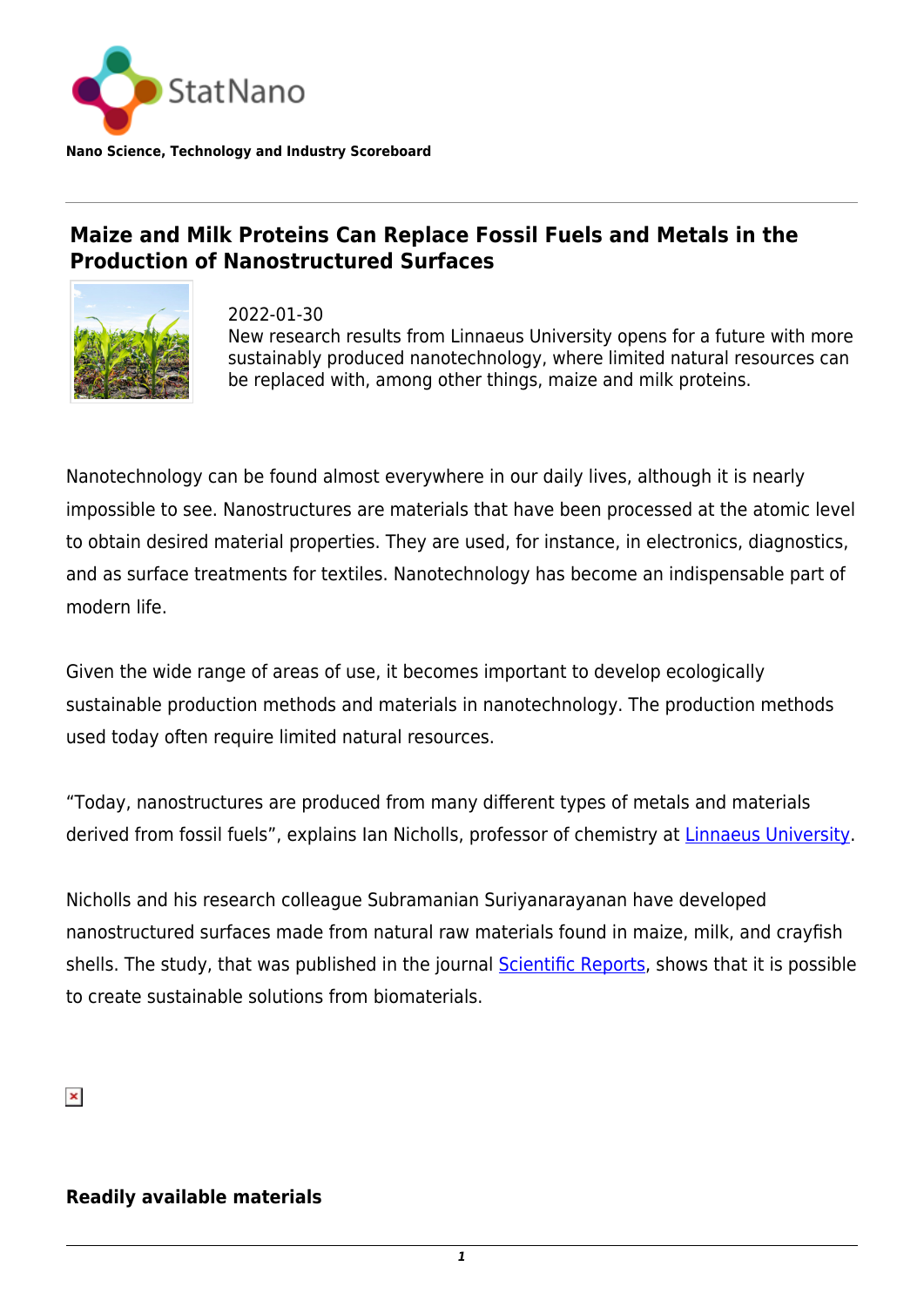Nano Science, Technology and Industry Scoreboard

# Maize and Milk Proteins Can Replace Fossil Fuels and Metals in the Production of Nanostructured Surfaces

2022-01-30

New research results from Linnaeus University opens for a future with more sustainably produced nanotechnology, where limited natural resources can be replaced with, among other things, maize and milk proteins.

Nanotechnology can be found almost everywhere in our daily lives, although it is nearly impossible to see. Nanostructures are materials that have been processed at the atomic level to obtain desired material properties. They are used, for instance, in electronics, diagnostics, and as surface treatments for textiles. Nanotechnology has become an indispensable part of modern life.

Given the wide range of areas of use, it becomes important to develop ecologically sustainable production methods and materials in nanotechnology. The production methods used today often require limited natural resources.

“Today, nanostructures are produced from many different types of metals and materials derived from fossil fuels”, explains Ian Nicholls, professor of chemistry at Linnaeus University.

Nicholls and his research colleague Subramanian Suriyanarayanan have developed nanostructured surfaces made from natural raw materials found in maize, milk, and crayfish shells. The study, that was published in the journal Scientific Reports, shows that it is possible to create sustainable solutions from biomaterials.

### Readily available materials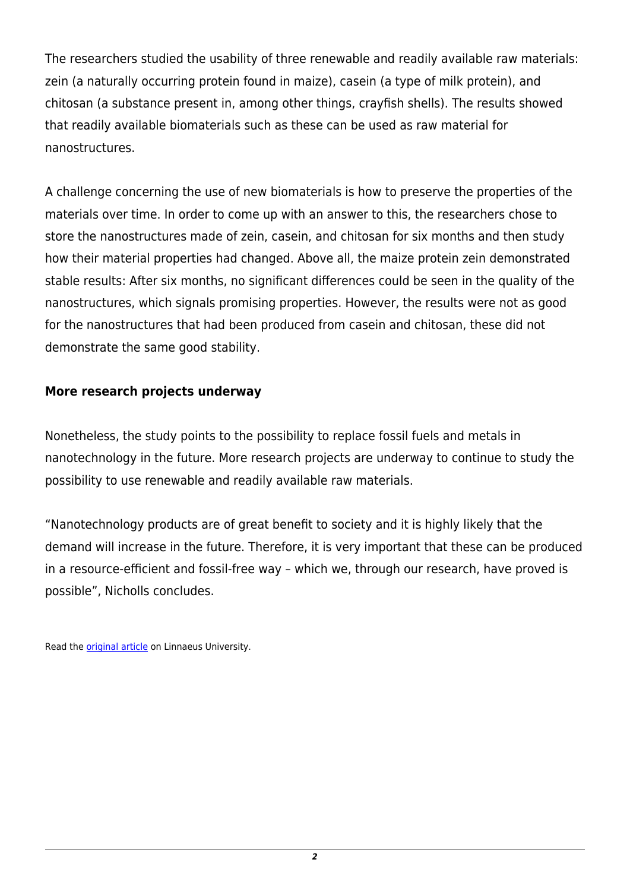The researchers studied the usability of three renewable and readily available raw materials: zein (a naturally occurring protein found in maize), casein (a type of milk protein), and chitosan (a substance present in, among other things, crayfish shells). The results showed that readily available biomaterials such as these can be used as raw material for nanostructures.

A challenge concerning the use of new biomaterials is how to preserve the properties of the materials over time. In order to come up with an answer to this, the researchers chose to store the nanostructures made of zein, casein, and chitosan for six months and then study how their material properties had changed. Above all, the maize protein zein demonstrated stable results: After six months, no significant differences could be seen in the quality of the nanostructures, which signals promising properties. However, the results were not as good for the nanostructures that had been produced from casein and chitosan, these did not demonstrate the same good stability.

**More research projects underway**

Nonetheless, the study points to the possibility to replace fossil fuels and metals in nanotechnology in the future. More research projects are underway to continue to study the possibility to use renewable and readily available raw materials.

“Nanotechnology products are of great benefit to society and it is highly likely that the demand will increase in the future. Therefore, it is very important that these can be produced in a resource-efficient and fossil-free way – which we, through our research, have proved is possible”, Nicholls concludes.

Read the original article on Linnaeus University.